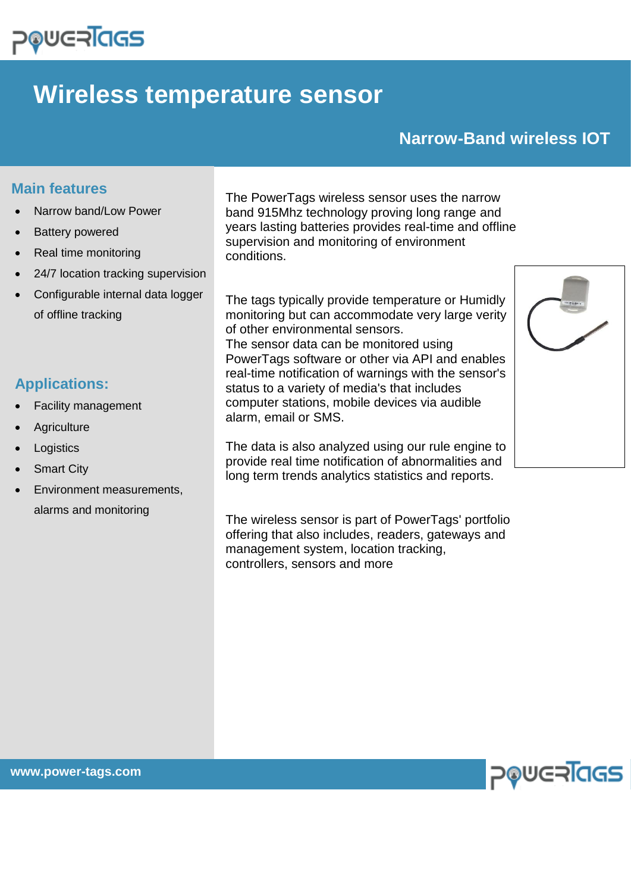# Wireless temperature sensor

## Narrow-Band wireless IOT

### Main features

- Narrow band/Low Power
- Battery powered
- Real time monitoring
- 24/7 location tracking supervision
- Configurable internal data logger of offline tracking

### Applications:

- Facility management
- Agriculture
- Logistics
- Smart City
- Environment measurements, alarms and monitoring

The PowerTags wireless sensor uses the narrow band 915Mhz technology proving long range and years lasting batteries provides real-time and offline supervision and monitoring of environment conditions.

The tags typically provide temperature or Humidly monitoring but can accommodate very large verity of other environmental sensors.
The sensor data can be monitored using PowerTags software or other via API and enables real-time notification of warnings with the sensor's status to a variety of media's that includes computer stations, mobile devices via audible alarm, email or SMS.

The data is also analyzed using our rule engine to provide real time notification of abnormalities and long term trends analytics statistics and reports.

The wireless sensor is part of PowerTags' portfolio offering that also includes, readers, gateways and management system, location tracking, controllers, sensors and more

www.power-tags.com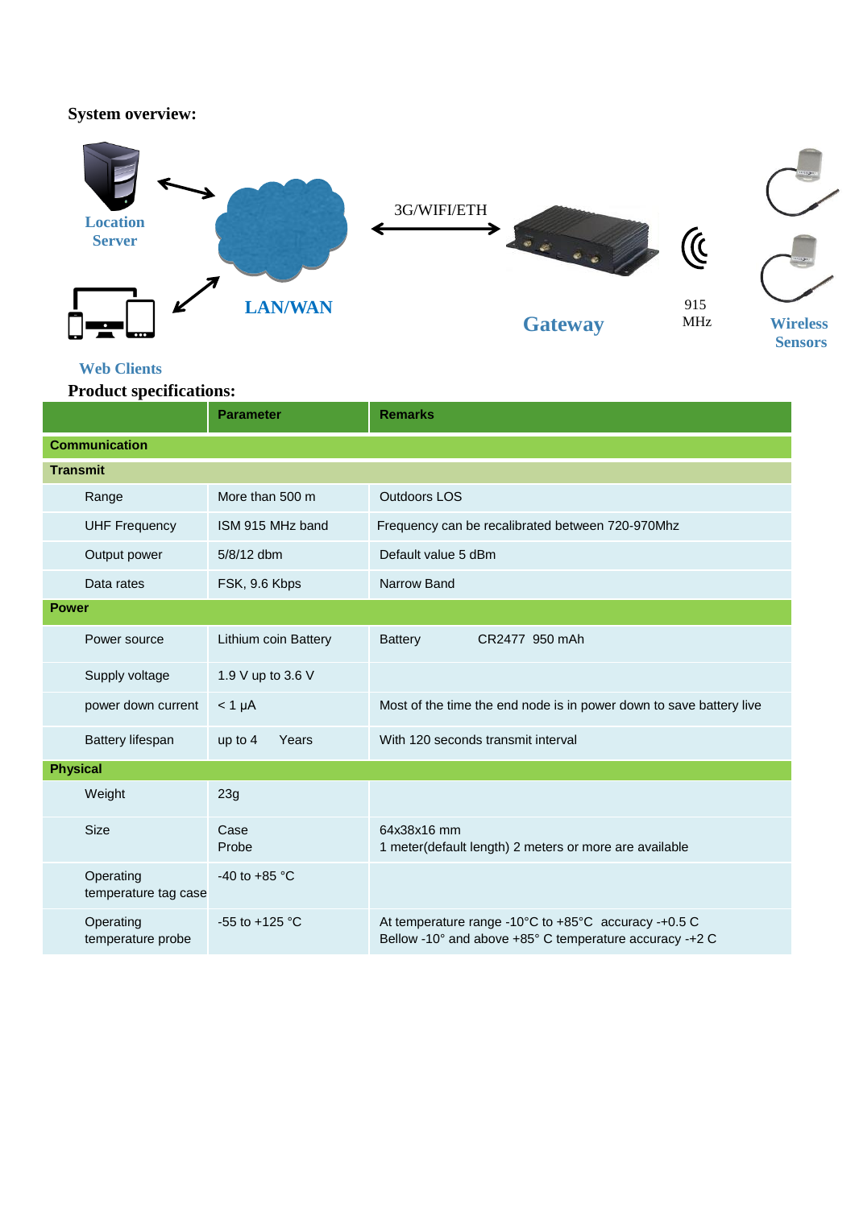**System overview:**

Location Server

LAN/WAN

3G/WIFI/ETH

Gateway

915 MHz

Wireless Sensors

Web Clients

**Product specifications:**

| | Parameter | Remarks |
|---|---|---|
| **Communication** | | |
| **Transmit** | | |
| Range | More than 500 m | Outdoors LOS |
| UHF Frequency | ISM 915 MHz band | Frequency can be recalibrated between 720-970Mhz |
| Output power | 5/8/12 dbm | Default value 5 dBm |
| Data rates | FSK, 9.6 Kbps | Narrow Band |
| **Power** | | |
| Power source | Lithium coin Battery | Battery CR2477 950 mAh |
| Supply voltage | 1.9 V up to 3.6 V | |
| power down current | < 1 µA | Most of the time the end node is in power down to save battery live |
| Battery lifespan | up to 4 Years | With 120 seconds transmit interval |
| **Physical** | | |
| Weight | 23g | |
| Size | Case<br>Probe | 64x38x16 mm<br>1 meter(default length) 2 meters or more are available |
| Operating temperature tag case | -40 to +85 °C | |
| Operating temperature probe | -55 to +125 °C | At temperature range -10°C to +85°C accuracy -+0.5 C<br>Bellow -10° and above +85° C temperature accuracy -+2 C |